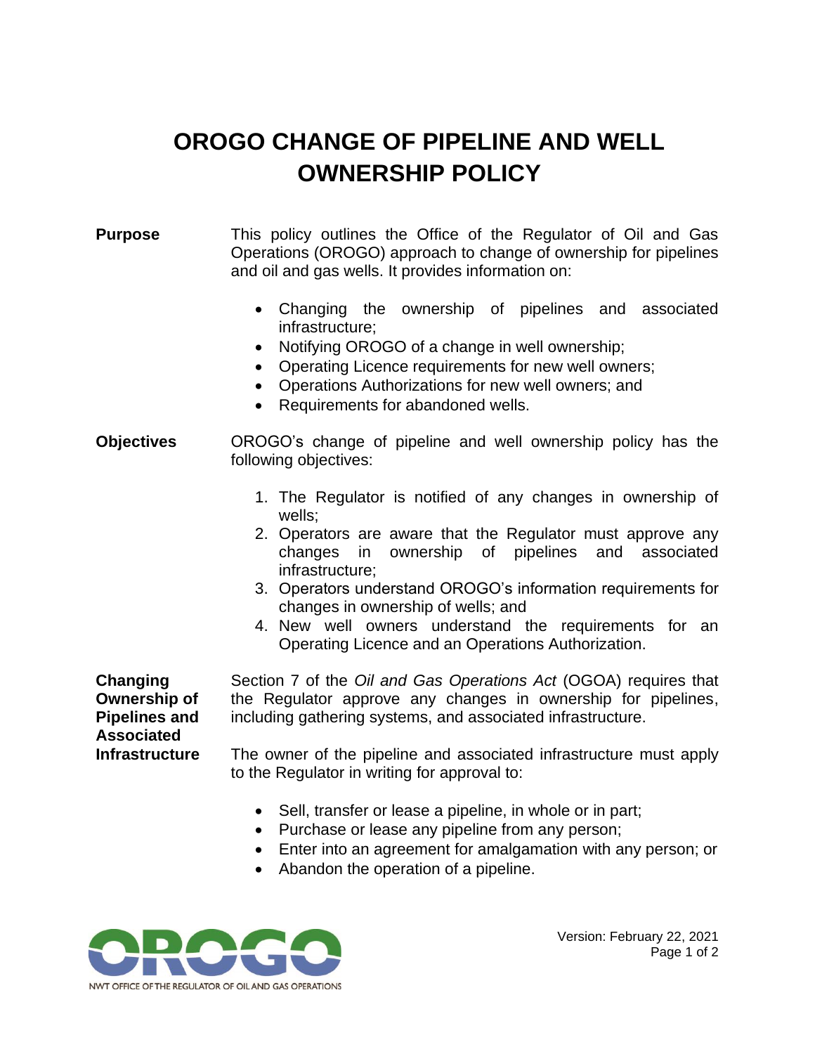# OROGO CHANGE OF PIPELINE AND WELL OWNERSHIP POLICY

## Purpose

This policy outlines the Office of the Regulator of Oil and Gas Operations (OROGO) approach to change of ownership for pipelines and oil and gas wells. It provides information on:

- Changing the ownership of pipelines and associated infrastructure;
- Notifying OROGO of a change in well ownership;
- Operating Licence requirements for new well owners;
- Operations Authorizations for new well owners; and
- Requirements for abandoned wells.

## Objectives

OROGO's change of pipeline and well ownership policy has the following objectives:

1. The Regulator is notified of any changes in ownership of wells;
2. Operators are aware that the Regulator must approve any changes in ownership of pipelines and associated infrastructure;
3. Operators understand OROGO's information requirements for changes in ownership of wells; and
4. New well owners understand the requirements for an Operating Licence and an Operations Authorization.

## Changing Ownership of Pipelines and Associated Infrastructure

Section 7 of the *Oil and Gas Operations Act* (OGOA) requires that the Regulator approve any changes in ownership for pipelines, including gathering systems, and associated infrastructure.

The owner of the pipeline and associated infrastructure must apply to the Regulator in writing for approval to:

- Sell, transfer or lease a pipeline, in whole or in part;
- Purchase or lease any pipeline from any person;
- Enter into an agreement for amalgamation with any person; or
- Abandon the operation of a pipeline.

Version: February 22, 2021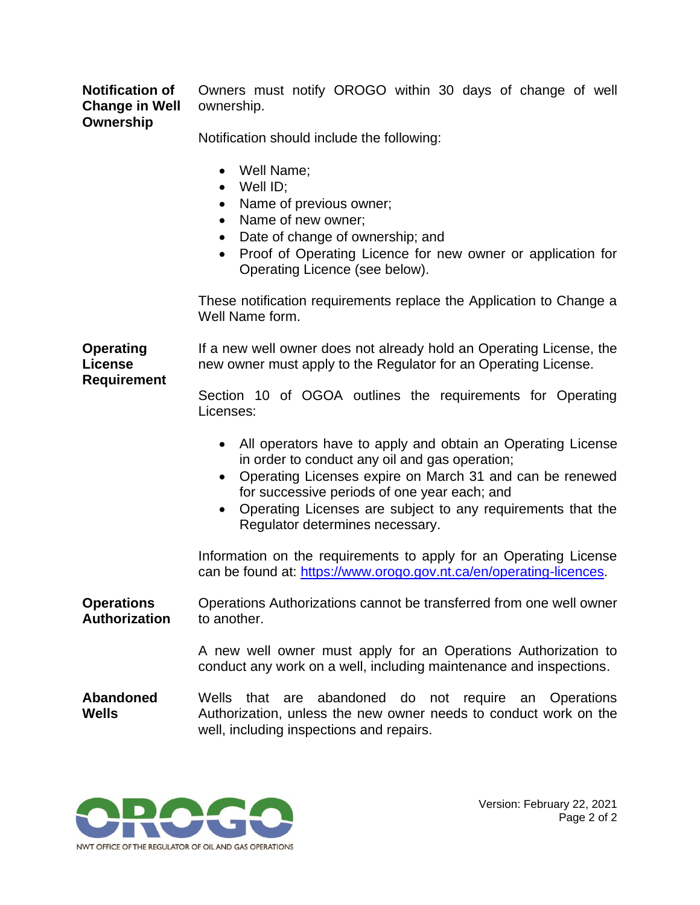### Notification of Change in Well Ownership

Owners must notify OROGO within 30 days of change of well ownership.

Notification should include the following:

- Well Name;
- Well ID;
- Name of previous owner;
- Name of new owner;
- Date of change of ownership; and
- Proof of Operating Licence for new owner or application for Operating Licence (see below).

These notification requirements replace the Application to Change a Well Name form.

### Operating License Requirement

If a new well owner does not already hold an Operating License, the new owner must apply to the Regulator for an Operating License.

Section 10 of OGOA outlines the requirements for Operating Licenses:

- All operators have to apply and obtain an Operating License in order to conduct any oil and gas operation;
- Operating Licenses expire on March 31 and can be renewed for successive periods of one year each; and
- Operating Licenses are subject to any requirements that the Regulator determines necessary.

Information on the requirements to apply for an Operating License can be found at: [https://www.orogo.gov.nt.ca/en/operating-licences](https://www.orogo.gov.nt.ca/en/operating-licences).

### Operations Authorization

Operations Authorizations cannot be transferred from one well owner to another.

A new well owner must apply for an Operations Authorization to conduct any work on a well, including maintenance and inspections.

### Abandoned Wells

Wells that are abandoned do not require an Operations Authorization, unless the new owner needs to conduct work on the well, including inspections and repairs.

NWT OFFICE OF THE REGULATOR OF OIL AND GAS OPERATIONS

Version: February 22, 2021